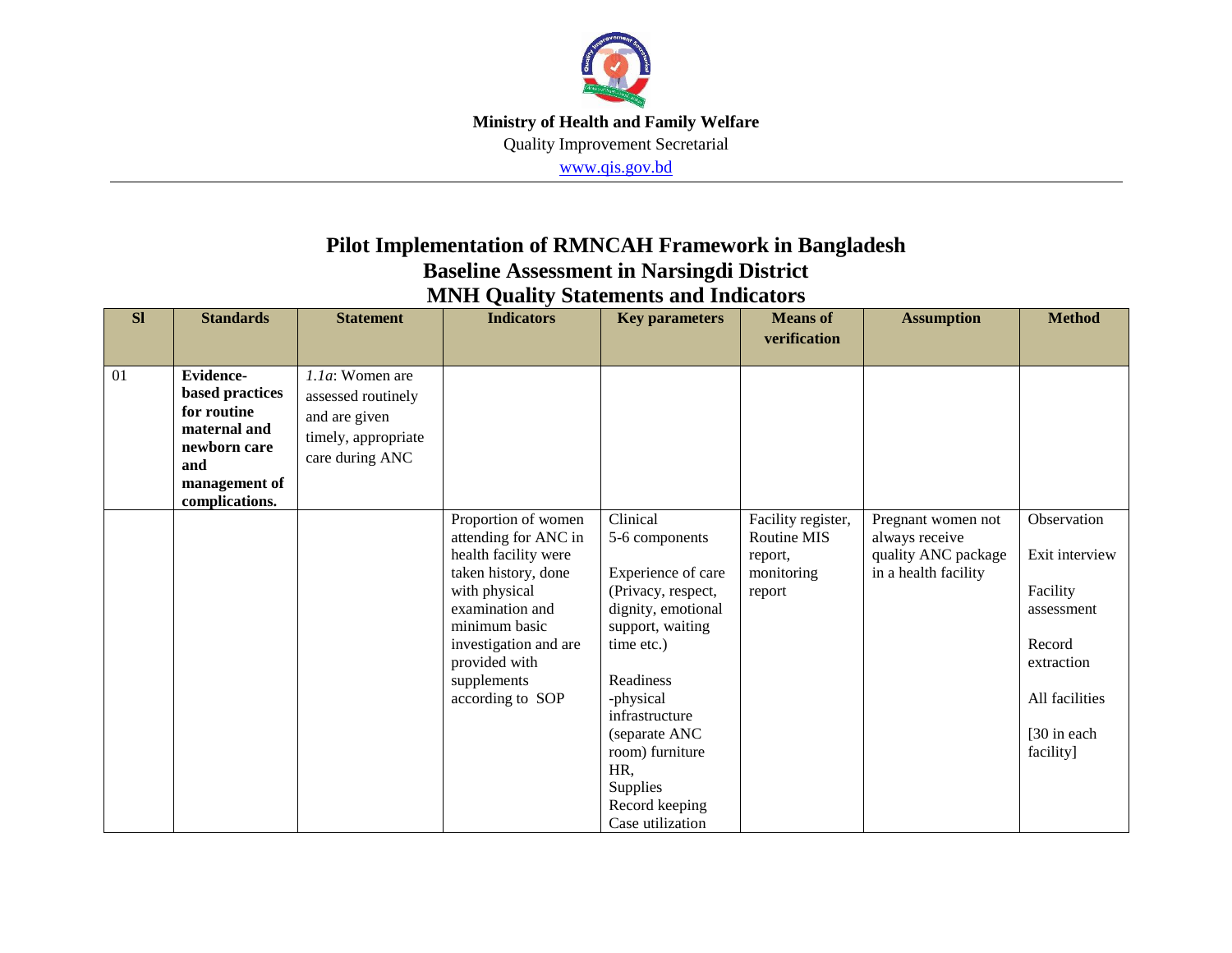**Ministry of Health and Family Welfare**

Quality Improvement Secretarial

www.qis.gov.bd

# Pilot Implementation of RMNCAH Framework in Bangladesh
## Baseline Assessment in Narsingdi District
## MNH Quality Statements and Indicators

| Sl | Standards | Statement | Indicators | Key parameters | Means of verification | Assumption | Method |
|---|---|---|---|---|---|---|---|
| 01 | **Evidence-based practices for routine maternal and newborn care and management of complications.** | *1.1a*: Women are assessed routinely and are given timely, appropriate care during ANC | | | | | |
| | | | Proportion of women attending for ANC in health facility were taken history, done with physical examination and minimum basic investigation and are provided with supplements according to SOP | Clinical 5-6 components<br><br>Experience of care (Privacy, respect, dignity, emotional support, waiting time etc.)<br><br>Readiness -physical infrastructure (separate ANC room) furniture HR, Supplies Record keeping Case utilization | Facility register, Routine MIS report, monitoring report | Pregnant women not always receive quality ANC package in a health facility | Observation<br><br>Exit interview<br><br>Facility assessment<br><br>Record extraction<br><br>All facilities<br><br>[30 in each facility] |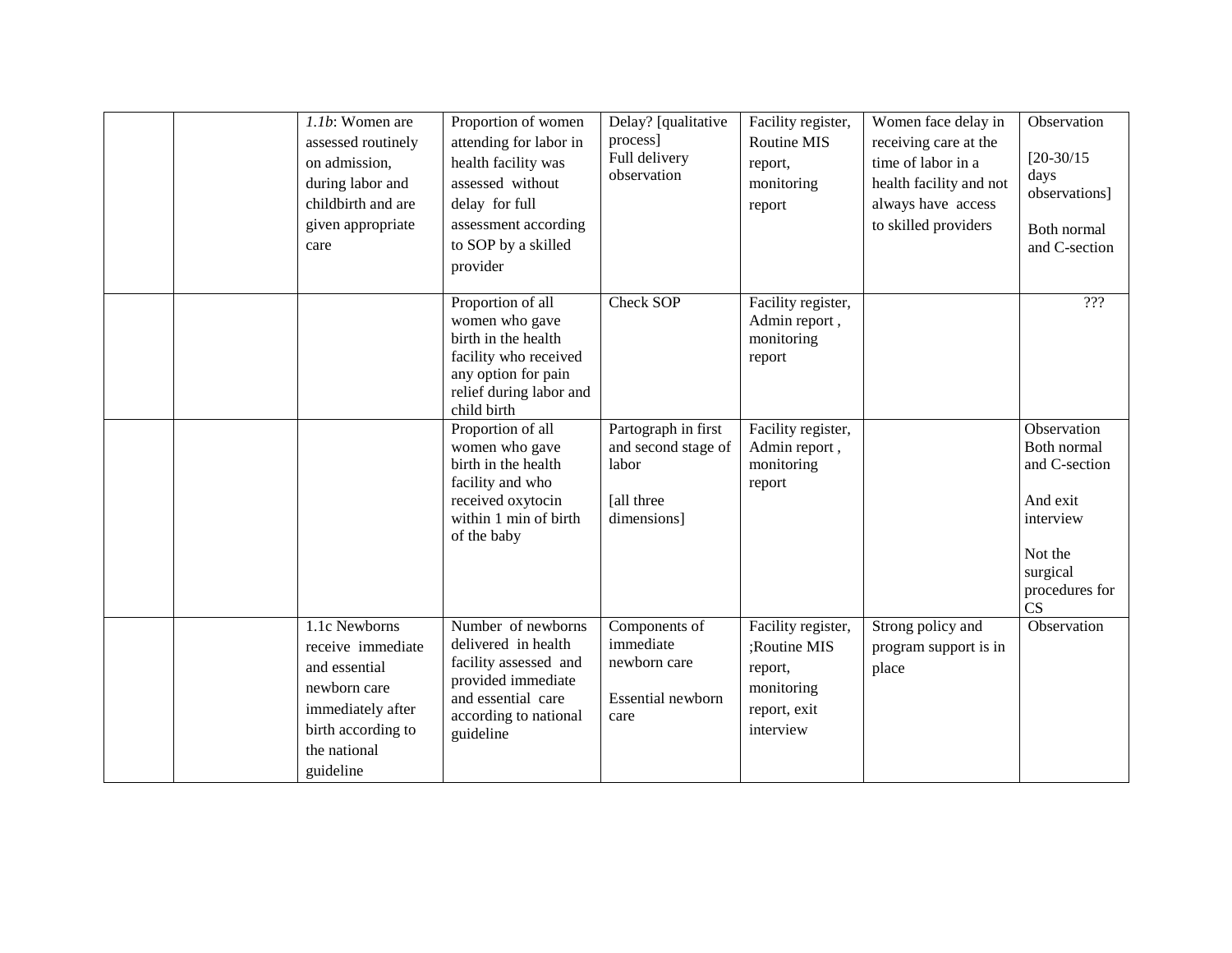| | | | | | | | |
|---|---|---|---|---|---|---|---|
| | | *1.1b*: Women are assessed routinely on admission, during labor and childbirth and are given appropriate care | Proportion of women attending for labor in health facility was assessed without delay for full assessment according to SOP by a skilled provider | Delay? [qualitative process] Full delivery observation | Facility register, Routine MIS report, monitoring report | Women face delay in receiving care at the time of labor in a health facility and not always have access to skilled providers | Observation [20-30/15 days observations] Both normal and C-section |
| | | | Proportion of all women who gave birth in the health facility who received any option for pain relief during labor and child birth | Check SOP | Facility register, Admin report , monitoring report | | ??? |
| | | | Proportion of all women who gave birth in the health facility and who received oxytocin within 1 min of birth of the baby | Partograph in first and second stage of labor [all three dimensions] | Facility register, Admin report , monitoring report | | Observation Both normal and C-section And exit interview Not the surgical procedures for CS |
| | | 1.1c Newborns receive immediate and essential newborn care immediately after birth according to the national guideline | Number of newborns delivered in health facility assessed and provided immediate and essential care according to national guideline | Components of immediate newborn care Essential newborn care | Facility register, ;Routine MIS report, monitoring report, exit interview | Strong policy and program support is in place | Observation |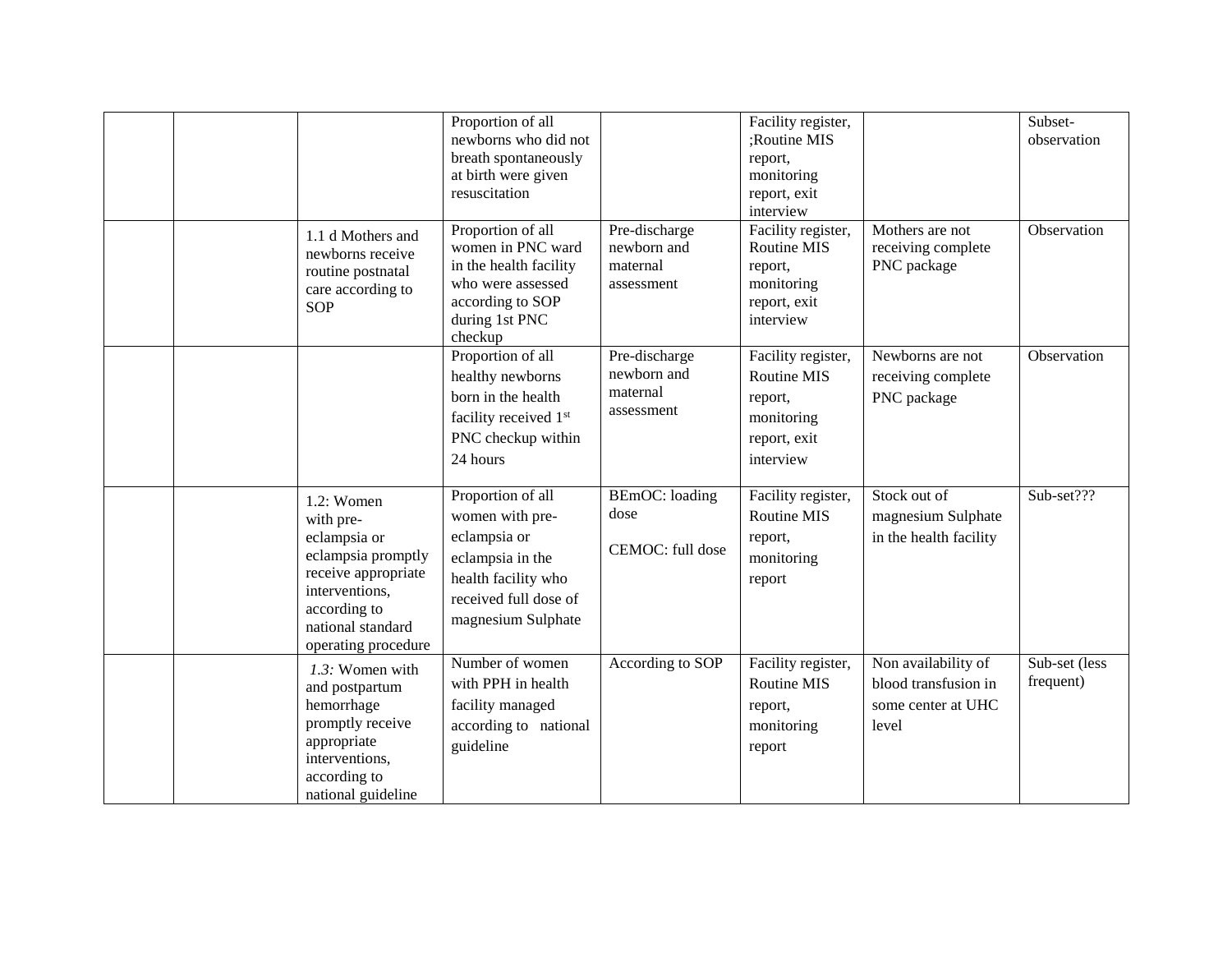| | | | | | | | |
|---|---|---|---|---|---|---|---|
| | | | Proportion of all newborns who did not breath spontaneously at birth were given resuscitation | | Facility register, ;Routine MIS report, monitoring report, exit interview | | Subset-observation |
| | | 1.1 d Mothers and newborns receive routine postnatal care according to SOP | Proportion of all women in PNC ward in the health facility who were assessed according to SOP during 1st PNC checkup | Pre-discharge newborn and maternal assessment | Facility register, Routine MIS report, monitoring report, exit interview | Mothers are not receiving complete PNC package | Observation |
| | | | Proportion of all healthy newborns born in the health facility received 1st PNC checkup within 24 hours | Pre-discharge newborn and maternal assessment | Facility register, Routine MIS report, monitoring report, exit interview | Newborns are not receiving complete PNC package | Observation |
| | | 1.2: Women with pre-eclampsia or eclampsia promptly receive appropriate interventions, according to national standard operating procedure | Proportion of all women with pre-eclampsia or eclampsia in the health facility who received full dose of magnesium Sulphate | BEmOC: loading dose<br><br>CEMOC: full dose | Facility register, Routine MIS report, monitoring report | Stock out of magnesium Sulphate in the health facility | Sub-set??? |
| | | *1.3:* Women with and postpartum hemorrhage promptly receive appropriate interventions, according to national guideline | Number of women with PPH in health facility managed according to national guideline | According to SOP | Facility register, Routine MIS report, monitoring report | Non availability of blood transfusion in some center at UHC level | Sub-set (less frequent) |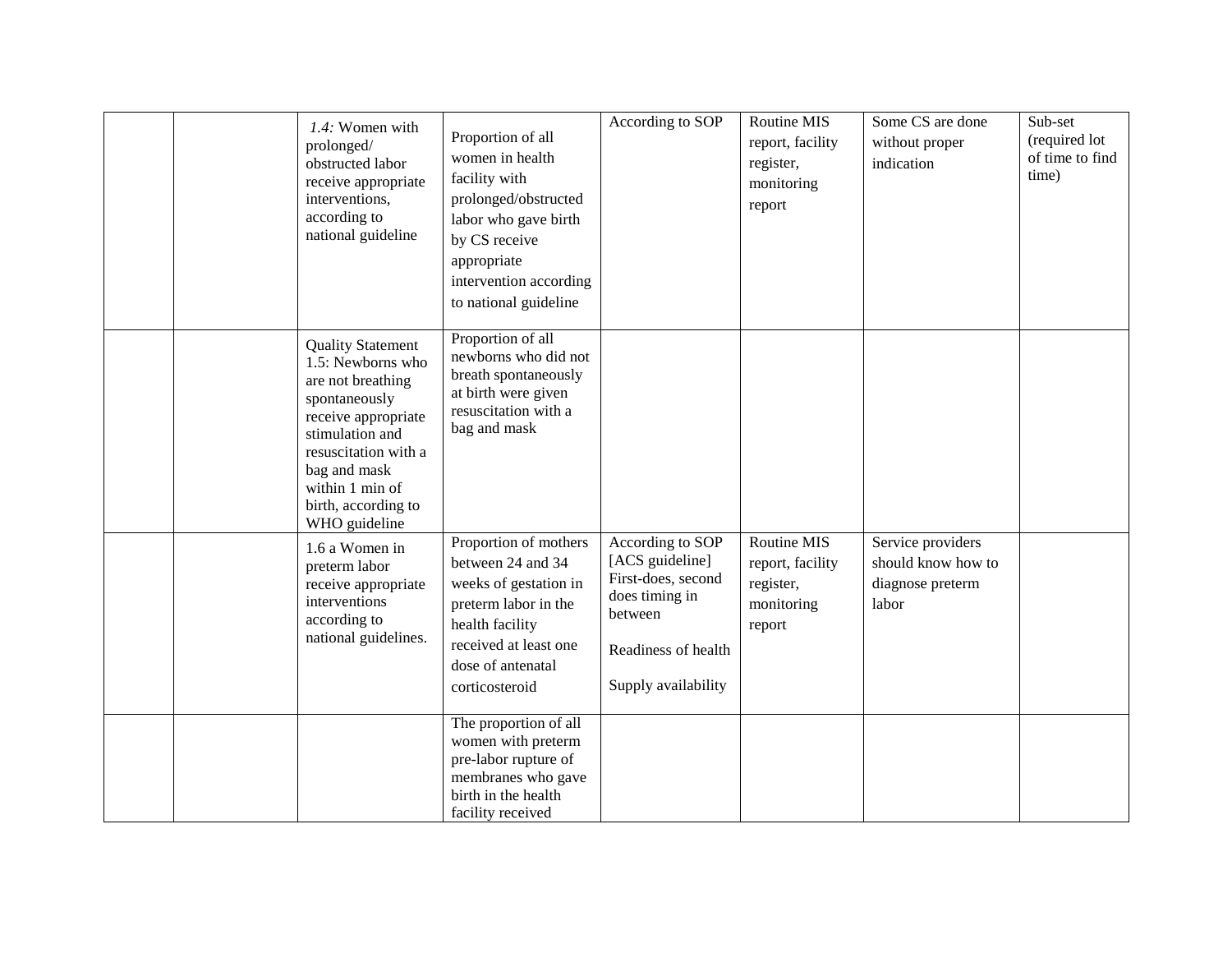| | | | | | | | |
|---|---|---|---|---|---|---|---|
| | | *1.4:* Women with prolonged/ obstructed labor receive appropriate interventions, according to national guideline | Proportion of all women in health facility with prolonged/obstructed labor who gave birth by CS receive appropriate intervention according to national guideline | According to SOP | Routine MIS report, facility register, monitoring report | Some CS are done without proper indication | Sub-set (required lot of time to find time) |
| | | Quality Statement 1.5: Newborns who are not breathing spontaneously receive appropriate stimulation and resuscitation with a bag and mask within 1 min of birth, according to WHO guideline | Proportion of all newborns who did not breath spontaneously at birth were given resuscitation with a bag and mask | | | | |
| | | 1.6 a Women in preterm labor receive appropriate interventions according to national guidelines. | Proportion of mothers between 24 and 34 weeks of gestation in preterm labor in the health facility received at least one dose of antenatal corticosteroid | According to SOP [ACS guideline] First-does, second does timing in between<br><br>Readiness of health<br><br>Supply availability | Routine MIS report, facility register, monitoring report | Service providers should know how to diagnose preterm labor | |
| | | | The proportion of all women with preterm pre-labor rupture of membranes who gave birth in the health facility received | | | | |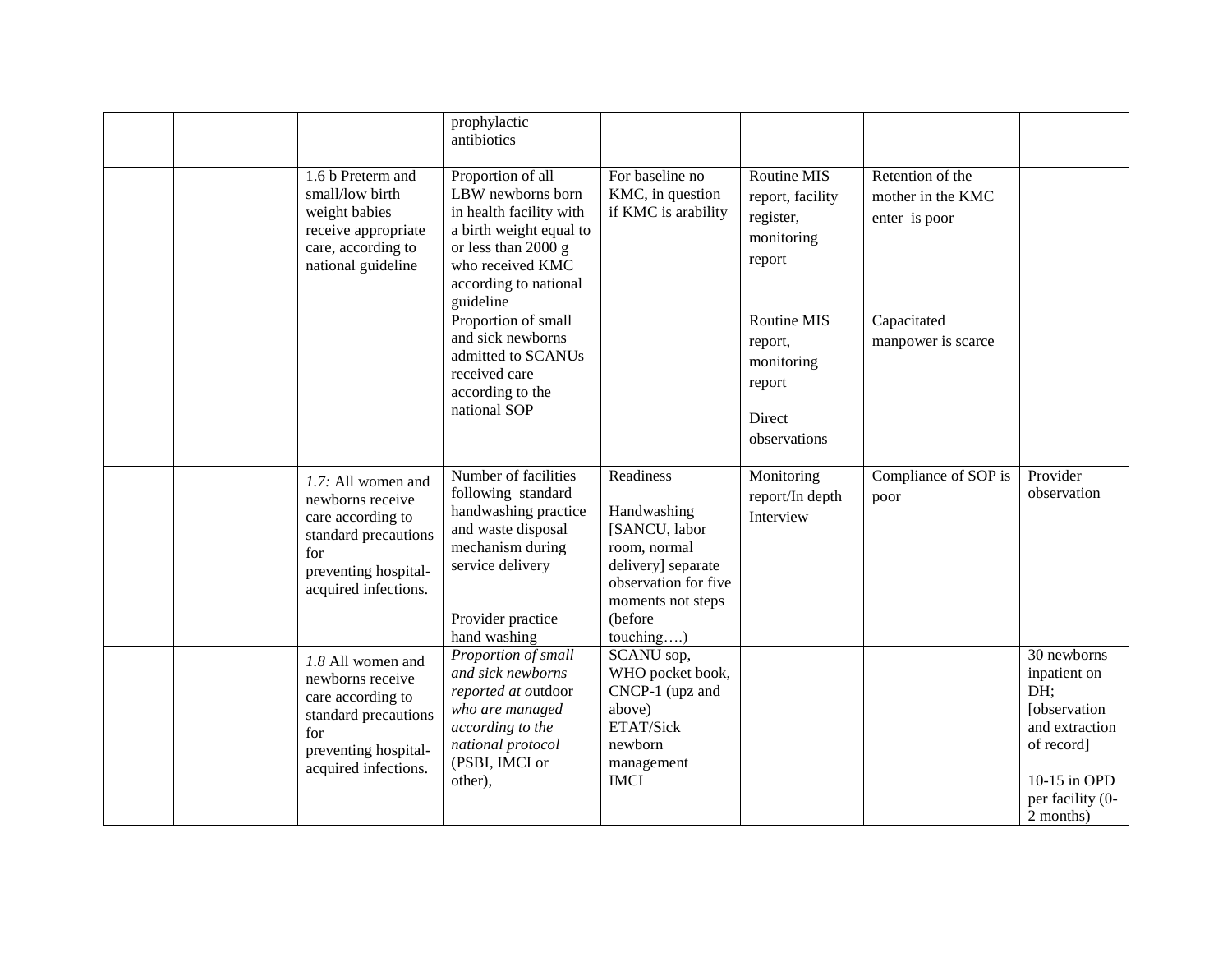| | | | | | | | |
|---|---|---|---|---|---|---|---|
| | | | prophylactic antibiotics | | | | |
| | | 1.6 b Preterm and small/low birth weight babies receive appropriate care, according to national guideline | Proportion of all LBW newborns born in health facility with a birth weight equal to or less than 2000 g who received KMC according to national guideline | For baseline no KMC, in question if KMC is arability | Routine MIS report, facility register, monitoring report | Retention of the mother in the KMC enter is poor | |
| | | | Proportion of small and sick newborns admitted to SCANUs received care according to the national SOP | | Routine MIS report, monitoring report<br><br>Direct observations | Capacitated manpower is scarce | |
| | | *1.7:* All women and newborns receive care according to standard precautions for preventing hospital-acquired infections. | Number of facilities following standard handwashing practice and waste disposal mechanism during service delivery<br><br>Provider practice hand washing | Readiness<br><br>Handwashing [SANCU, labor room, normal delivery] separate observation for five moments not steps (before touching….) | Monitoring report/In depth Interview | Compliance of SOP is poor | Provider observation |
| | | *1.8* All women and newborns receive care according to standard precautions for preventing hospital-acquired infections. | *Proportion of small and sick newborns reported at* outdoor *who are managed according to the national protocol* (PSBI, IMCI or other), | SCANU sop, WHO pocket book, CNCP-1 (upz and above)<br>ETAT/Sick newborn management<br>IMCI | | | 30 newborns inpatient on DH; [observation and extraction of record]<br><br>10-15 in OPD per facility (0-2 months) |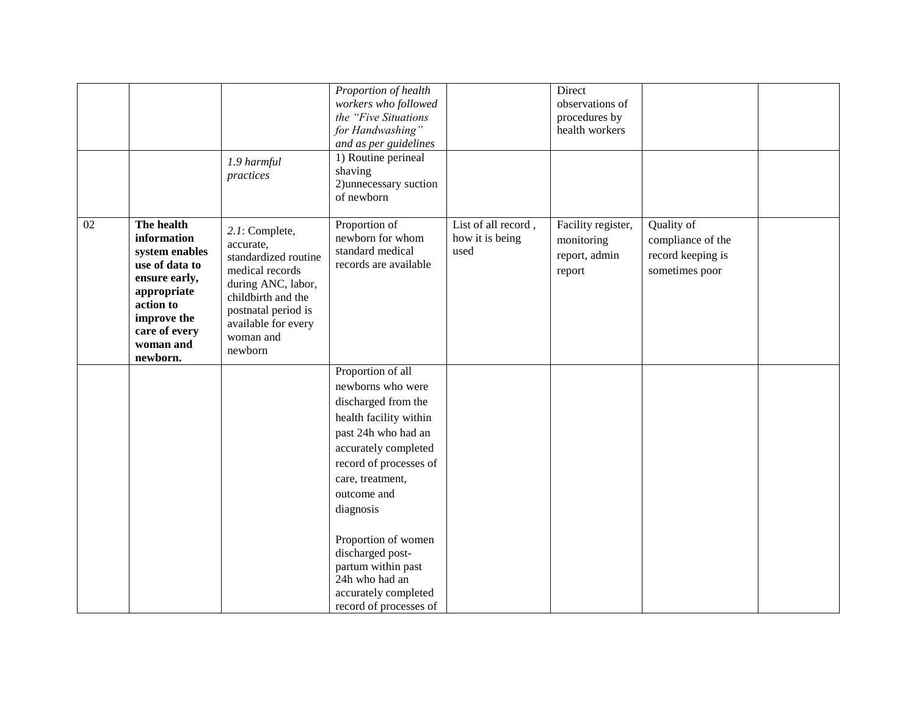| | | | | | | | |
|---|---|---|---|---|---|---|---|
| | | | *Proportion of health workers who followed the "Five Situations for Handwashing" and as per guidelines* | | Direct observations of procedures by health workers | | |
| | | *1.9 harmful practices* | 1) Routine perineal shaving<br>2)unnecessary suction of newborn | | | | |
| 02 | **The health information system enables use of data to ensure early, appropriate action to improve the care of every woman and newborn.** | *2.1*: Complete, accurate, standardized routine medical records during ANC, labor, childbirth and the postnatal period is available for every woman and newborn | Proportion of newborn for whom standard medical records are available | List of all record , how it is being used | Facility register, monitoring report, admin report | Quality of compliance of the record keeping is sometimes poor | |
| | | | Proportion of all newborns who were discharged from the health facility within past 24h who had an accurately completed record of processes of care, treatment, outcome and diagnosis<br><br>Proportion of women discharged post-partum within past 24h who had an accurately completed record of processes of | | | | |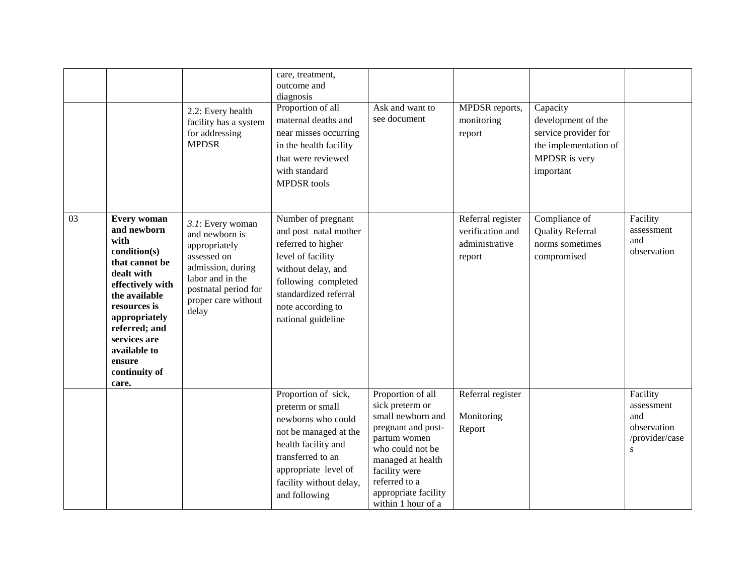| | | | | | | | |
|---|---|---|---|---|---|---|---|
| | | | care, treatment, outcome and diagnosis | | | | |
| | | 2.2: Every health facility has a system for addressing MPDSR | Proportion of all maternal deaths and near misses occurring in the health facility that were reviewed with standard MPDSR tools | Ask and want to see document | MPDSR reports, monitoring report | Capacity development of the service provider for the implementation of MPDSR is very important | |
| 03 | **Every woman and newborn with condition(s) that cannot be dealt with effectively with the available resources is appropriately referred; and services are available to ensure continuity of care.** | *3.1*: Every woman and newborn is appropriately assessed on admission, during labor and in the postnatal period for proper care without delay | Number of pregnant and post natal mother referred to higher level of facility without delay, and following completed standardized referral note according to national guideline | | Referral register verification and administrative report | Compliance of Quality Referral norms sometimes compromised | Facility assessment and observation |
| | | | Proportion of sick, preterm or small newborns who could not be managed at the health facility and transferred to an appropriate level of facility without delay, and following | Proportion of all sick preterm or small newborn and pregnant and post-partum women who could not be managed at health facility were referred to a appropriate facility within 1 hour of a | Referral register<br><br>Monitoring Report | | Facility assessment and observation /provider/cases |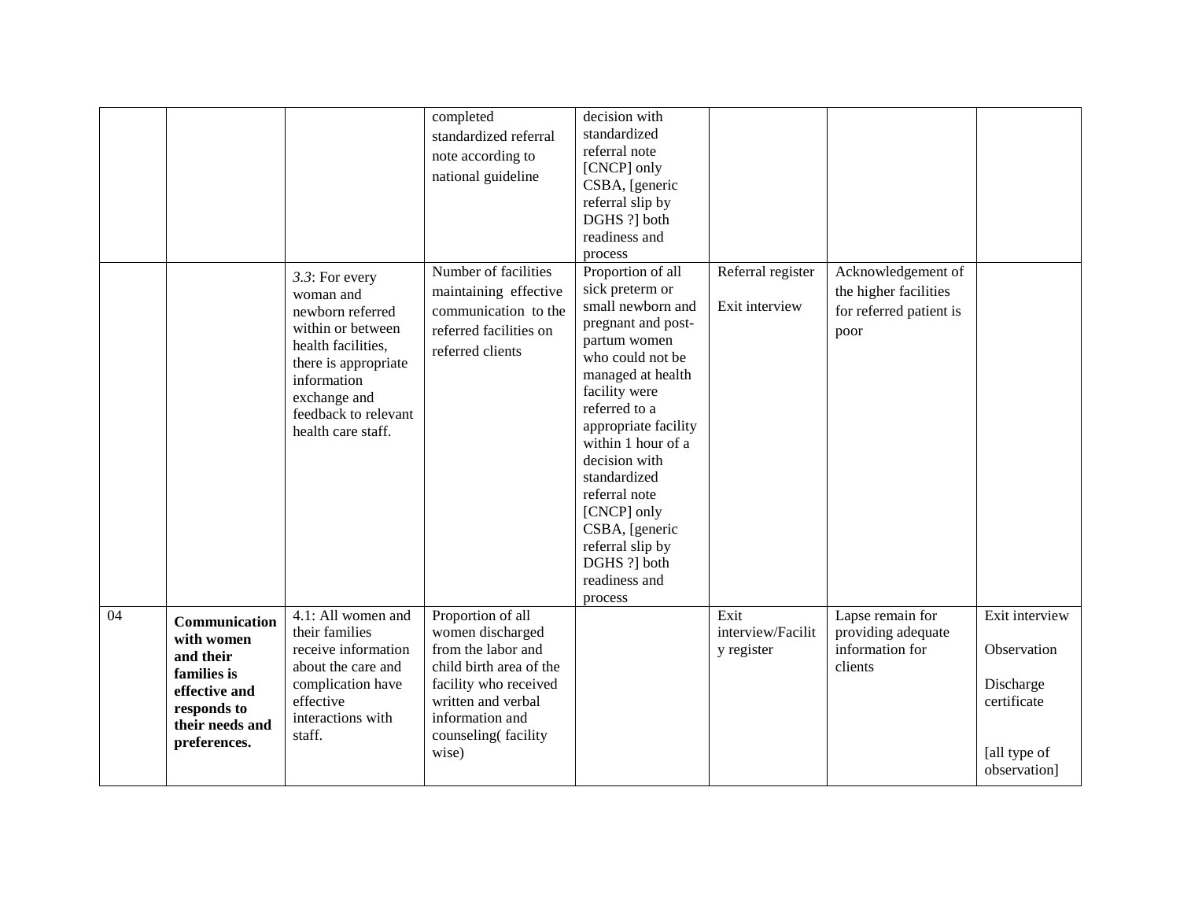|  |  |  | completed standardized referral note according to national guideline | decision with standardized referral note [CNCP] only CSBA, [generic referral slip by DGHS ?] both readiness and process |  |  |  |
|---|---|---|---|---|---|---|---|
|  |  | *3.3*: For every woman and newborn referred within or between health facilities, there is appropriate information exchange and feedback to relevant health care staff. | Number of facilities maintaining effective communication to the referred facilities on referred clients | Proportion of all sick preterm or small newborn and pregnant and post-partum women who could not be managed at health facility were referred to a appropriate facility within 1 hour of a decision with standardized referral note [CNCP] only CSBA, [generic referral slip by DGHS ?] both readiness and process | Referral register<br><br>Exit interview | Acknowledgement of the higher facilities for referred patient is poor |  |
| 04 | **Communication with women and their families is effective and responds to their needs and preferences.** | 4.1: All women and their families receive information about the care and complication have effective interactions with staff. | Proportion of all women discharged from the labor and child birth area of the facility who received written and verbal information and counseling( facility wise) |  | Exit interview/Facility register | Lapse remain for providing adequate information for clients | Exit interview<br><br>Observation<br><br>Discharge certificate<br><br>[all type of observation] |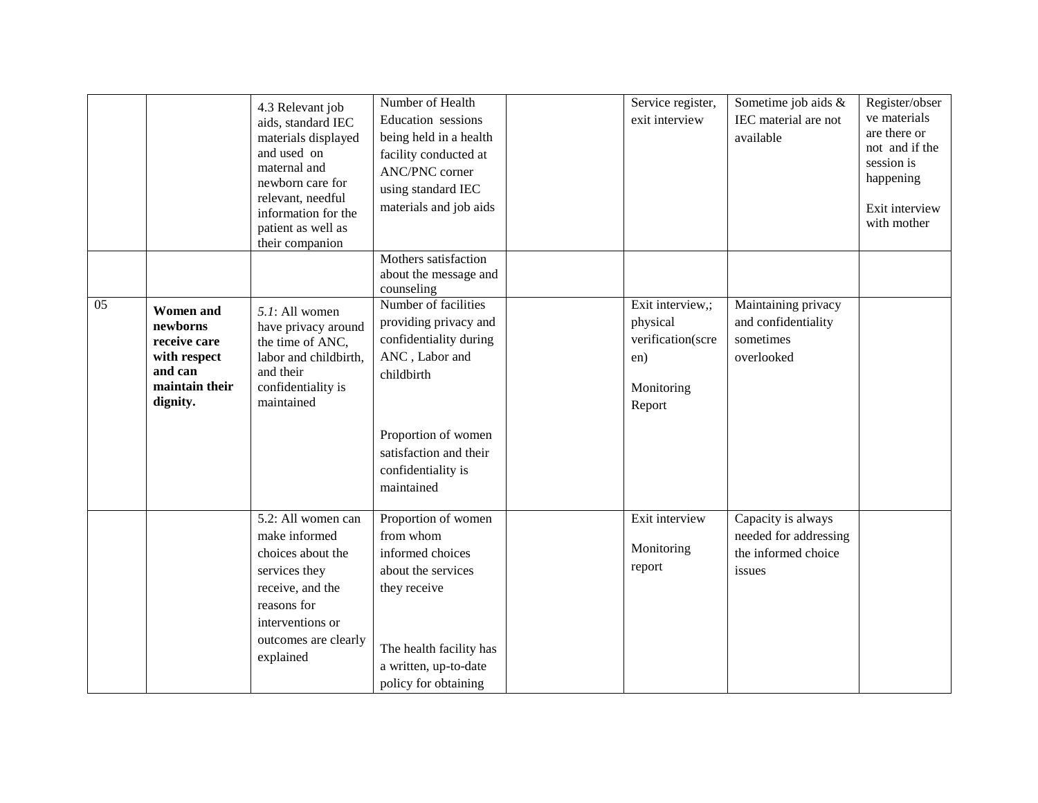| | | | | | | | |
|---|---|---|---|---|---|---|---|
| | | 4.3 Relevant job aids, standard IEC materials displayed and used on maternal and newborn care for relevant, needful information for the patient as well as their companion | Number of Health Education sessions being held in a health facility conducted at ANC/PNC corner using standard IEC materials and job aids | | Service register, exit interview | Sometime job aids & IEC material are not available | Register/observe materials are there or not and if the session is happening<br><br>Exit interview with mother |
| | | | Mothers satisfaction about the message and counseling | | | | |
| 05 | **Women and newborns receive care with respect and can maintain their dignity.** | *5.1*: All women have privacy around the time of ANC, labor and childbirth, and their confidentiality is maintained | Number of facilities providing privacy and confidentiality during ANC , Labor and childbirth<br><br>Proportion of women satisfaction and their confidentiality is maintained | | Exit interview,; physical verification(screen)<br><br>Monitoring Report | Maintaining privacy and confidentiality sometimes overlooked | |
| | | 5.2: All women can make informed choices about the services they receive, and the reasons for interventions or outcomes are clearly explained | Proportion of women from whom informed choices about the services they receive<br><br>The health facility has a written, up-to-date policy for obtaining | | Exit interview<br><br>Monitoring report | Capacity is always needed for addressing the informed choice issues | |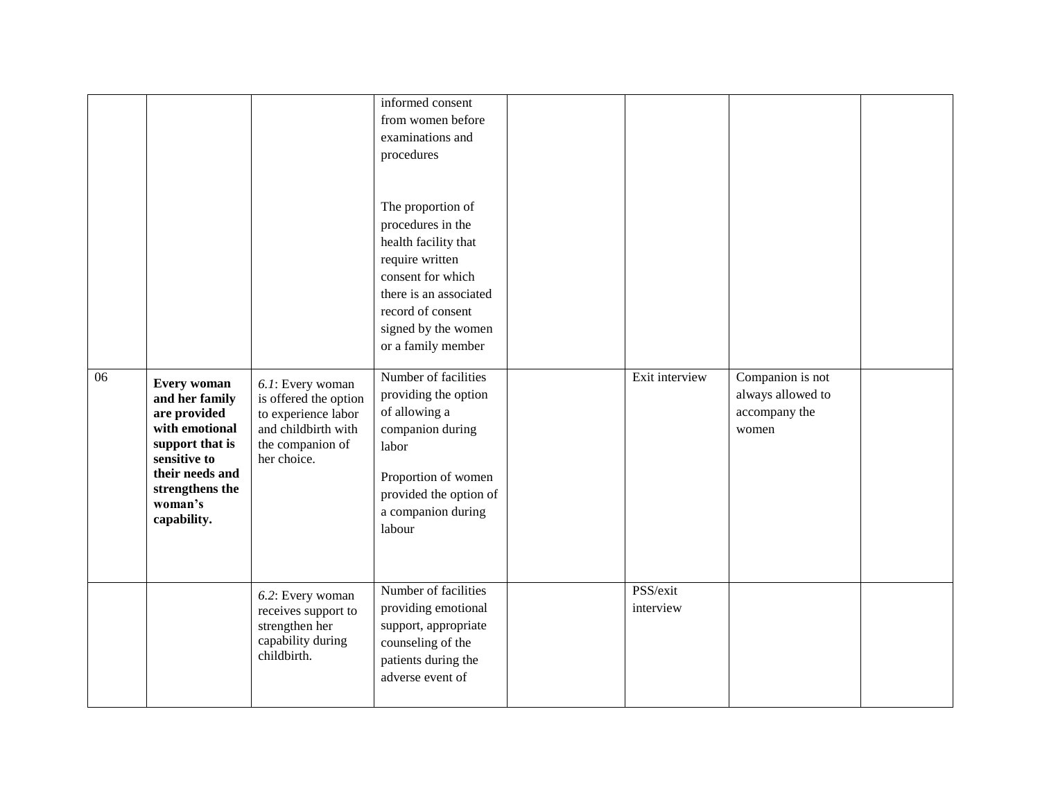| | | | | | | | |
|---|---|---|---|---|---|---|---|
| | | | informed consent from women before examinations and procedures<br><br>The proportion of procedures in the health facility that require written consent for which there is an associated record of consent signed by the women or a family member | | | | |
| 06 | **Every woman and her family are provided with emotional support that is sensitive to their needs and strengthens the woman's capability.** | *6.1*: Every woman is offered the option to experience labor and childbirth with the companion of her choice. | Number of facilities providing the option of allowing a companion during labor<br><br>Proportion of women provided the option of a companion during labour | | Exit interview | Companion is not always allowed to accompany the women | |
| | | *6.2*: Every woman receives support to strengthen her capability during childbirth. | Number of facilities providing emotional support, appropriate counseling of the patients during the adverse event of | | PSS/exit interview | | |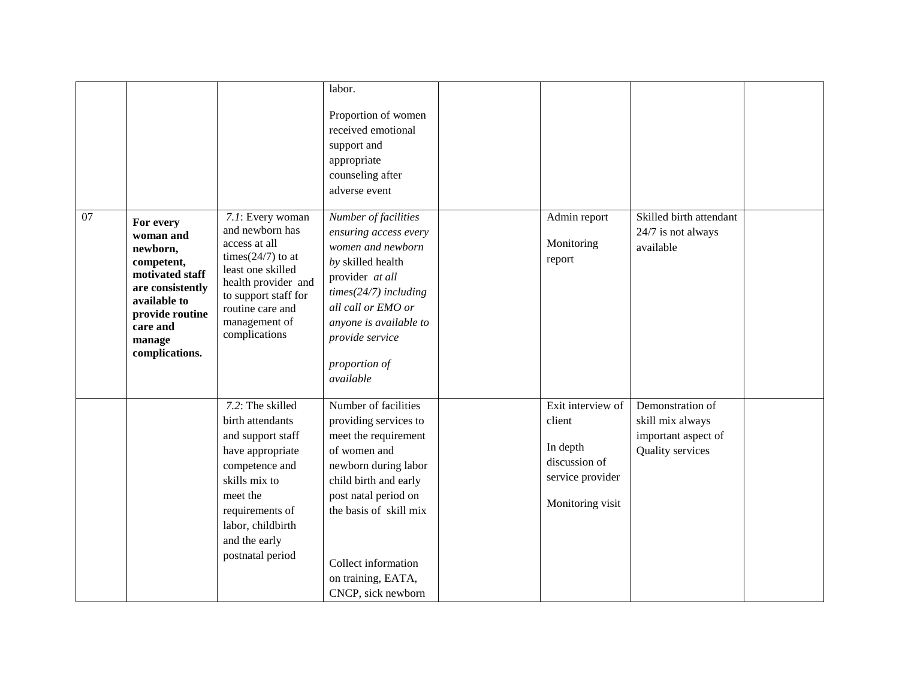| | | | | | | | |
|---|---|---|---|---|---|---|---|
| | | | labor.<br><br>Proportion of women received emotional support and appropriate counseling after adverse event | | | | |
| 07 | **For every woman and newborn, competent, motivated staff are consistently available to provide routine care and manage complications.** | *7.1*: Every woman and newborn has access at all times(24/7) to at least one skilled health provider and to support staff for routine care and management of complications | *Number of facilities ensuring access every women and newborn by* skilled health provider *at all times(24/7) including all call or EMO or anyone is available to provide service*<br><br>*proportion of available* | | Admin report<br><br>Monitoring report | Skilled birth attendant 24/7 is not always available | |
| | | *7.2*: The skilled birth attendants and support staff have appropriate competence and skills mix to meet the requirements of labor, childbirth and the early postnatal period | Number of facilities providing services to meet the requirement of women and newborn during labor child birth and early post natal period on the basis of skill mix<br><br>Collect information on training, EATA, CNCP, sick newborn | | Exit interview of client<br><br>In depth discussion of service provider<br><br>Monitoring visit | Demonstration of skill mix always important aspect of Quality services | |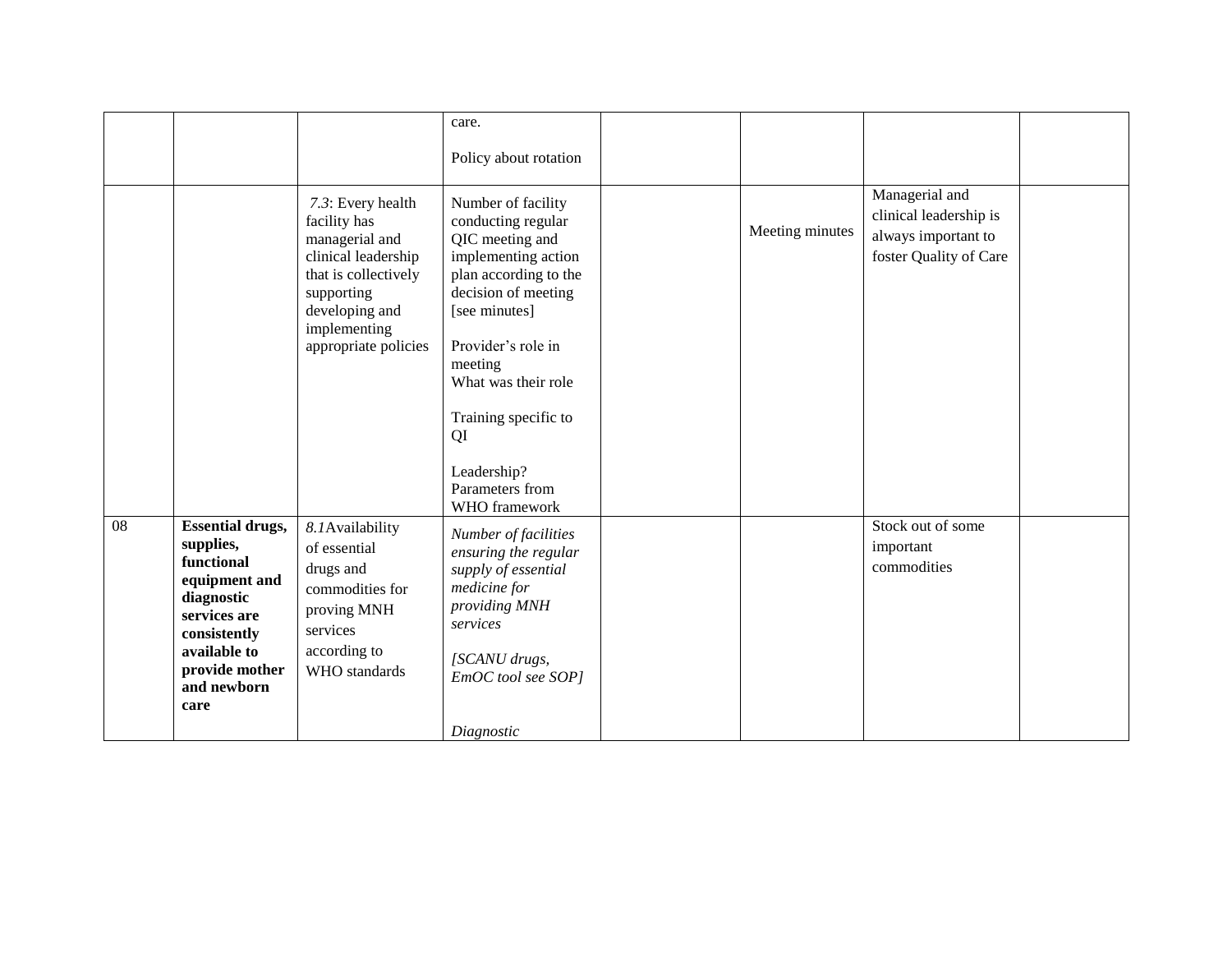| | | | | | | | |
|---|---|---|---|---|---|---|---|
| | | | care.<br><br>Policy about rotation | | | | |
| | | *7.3*: Every health facility has managerial and clinical leadership that is collectively supporting developing and implementing appropriate policies | Number of facility conducting regular QIC meeting and implementing action plan according to the decision of meeting [see minutes]<br><br>Provider's role in meeting<br>What was their role<br><br>Training specific to QI<br><br>Leadership?<br>Parameters from WHO framework | | Meeting minutes | Managerial and clinical leadership is always important to foster Quality of Care | |
| 08 | **Essential drugs, supplies, functional equipment and diagnostic services are consistently available to provide mother and newborn care** | *8.1*Availability of essential drugs and commodities for proving MNH services according to WHO standards | *Number of facilities ensuring the regular supply of essential medicine for providing MNH services*<br><br>*[SCANU drugs, EmOC tool see SOP]*<br><br><br>*Diagnostic* | | | Stock out of some important commodities | |